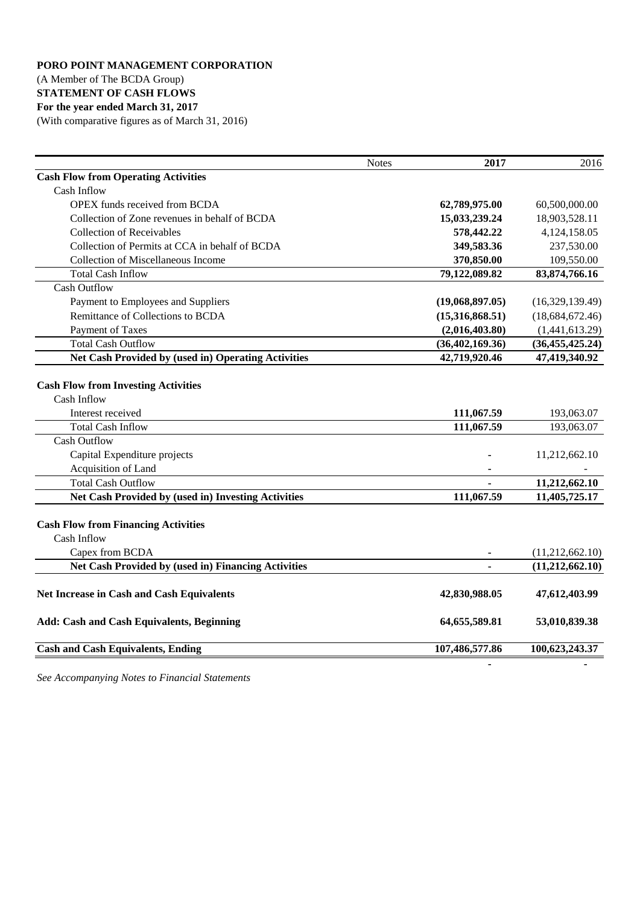**PORO POINT MANAGEMENT CORPORATION**
(A Member of The BCDA Group)
**STATEMENT OF CASH FLOWS**
**For the year ended March 31, 2017**
(With comparative figures as of March 31, 2016)

| | Notes | 2017 | 2016 |
|---|---|---|---|
| **Cash Flow from Operating Activities** | | | |
| Cash Inflow | | | |
| OPEX funds received from BCDA | | **62,789,975.00** | 60,500,000.00 |
| Collection of Zone revenues in behalf of BCDA | | **15,033,239.24** | 18,903,528.11 |
| Collection of Receivables | | **578,442.22** | 4,124,158.05 |
| Collection of Permits at CCA in behalf of BCDA | | **349,583.36** | 237,530.00 |
| Collection of Miscellaneous Income | | **370,850.00** | 109,550.00 |
| Total Cash Inflow | | **79,122,089.82** | **83,874,766.16** |
| Cash Outflow | | | |
| Payment to Employees and Suppliers | | **(19,068,897.05)** | (16,329,139.49) |
| Remittance of Collections to BCDA | | **(15,316,868.51)** | (18,684,672.46) |
| Payment of Taxes | | **(2,016,403.80)** | (1,441,613.29) |
| Total Cash Outflow | | **(36,402,169.36)** | **(36,455,425.24)** |
| **Net Cash Provided by (used in) Operating Activities** | | **42,719,920.46** | **47,419,340.92** |
| | | | |
| **Cash Flow from Investing Activities** | | | |
| Cash Inflow | | | |
| Interest received | | **111,067.59** | 193,063.07 |
| Total Cash Inflow | | **111,067.59** | 193,063.07 |
| Cash Outflow | | | |
| Capital Expenditure projects | | - | 11,212,662.10 |
| Acquisition of Land | | **-** | - |
| Total Cash Outflow | | **-** | **11,212,662.10** |
| **Net Cash Provided by (used in) Investing Activities** | | **111,067.59** | **11,405,725.17** |
| | | | |
| **Cash Flow from Financing Activities** | | | |
| Cash Inflow | | | |
| Capex from BCDA | | - | (11,212,662.10) |
| **Net Cash Provided by (used in) Financing Activities** | | **-** | **(11,212,662.10)** |
| | | | |
| **Net Increase in Cash and Cash Equivalents** | | **42,830,988.05** | **47,612,403.99** |
| | | | |
| **Add: Cash and Cash Equivalents, Beginning** | | **64,655,589.81** | **53,010,839.38** |
| | | | |
| **Cash and Cash Equivalents, Ending** | | **107,486,577.86** | **100,623,243.37** |
| | | **-** | **-** |

*See Accompanying Notes to Financial Statements*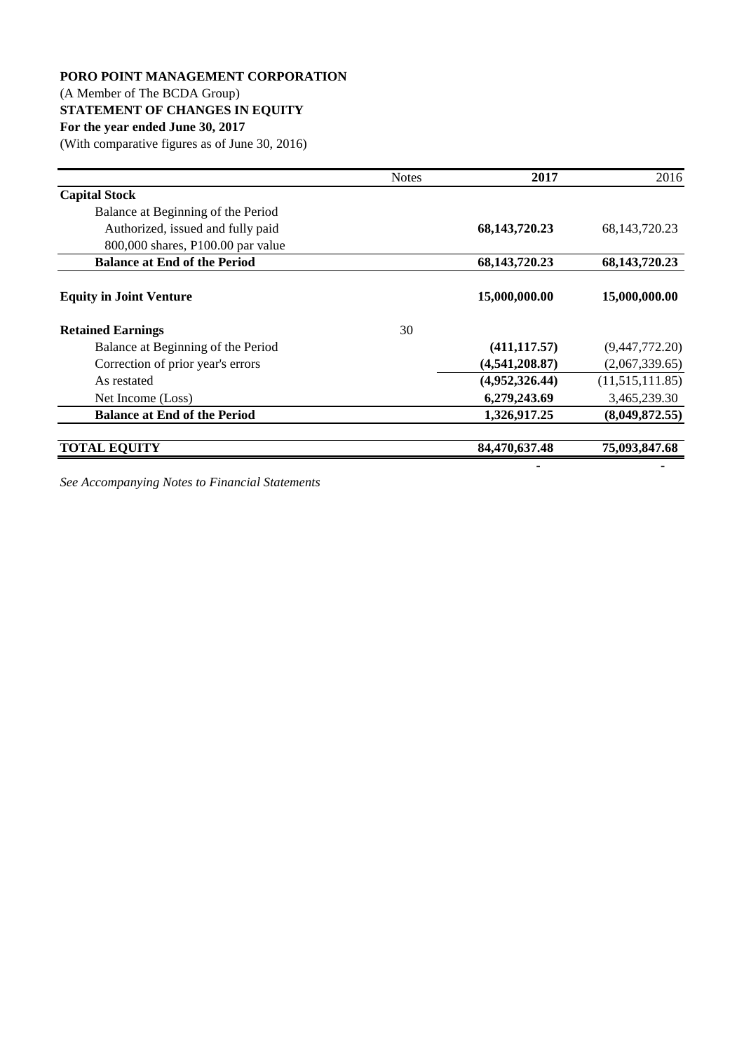**PORO POINT MANAGEMENT CORPORATION**

(A Member of The BCDA Group)

**STATEMENT OF CHANGES IN EQUITY**

**For the year ended June 30, 2017**

(With comparative figures as of June 30, 2016)

| | Notes | **2017** | 2016 |
|---|---|---|---|
| **Capital Stock** | | | |
| Balance at Beginning of the Period | | | |
| Authorized, issued and fully paid | | **68,143,720.23** | 68,143,720.23 |
| 800,000 shares, P100.00 par value | | | |
| **Balance at End of the Period** | | **68,143,720.23** | **68,143,720.23** |
| **Equity in Joint Venture** | | **15,000,000.00** | **15,000,000.00** |
| **Retained Earnings** | 30 | | |
| Balance at Beginning of the Period | | **(411,117.57)** | (9,447,772.20) |
| Correction of prior year's errors | | **(4,541,208.87)** | (2,067,339.65) |
| As restated | | **(4,952,326.44)** | (11,515,111.85) |
| Net Income (Loss) | | **6,279,243.69** | 3,465,239.30 |
| **Balance at End of the Period** | | **1,326,917.25** | **(8,049,872.55)** |
| **TOTAL EQUITY** | | **84,470,637.48** | **75,093,847.68** |
| | | - | - |

*See Accompanying Notes to Financial Statements*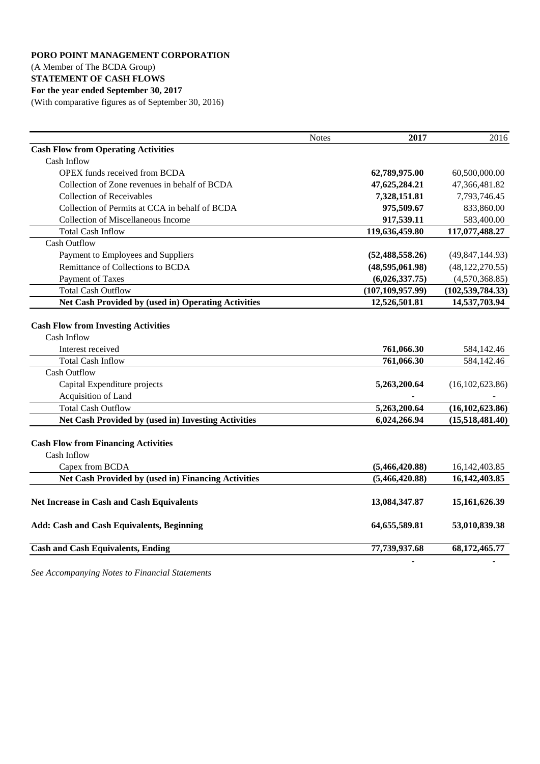**PORO POINT MANAGEMENT CORPORATION**

(A Member of The BCDA Group)

**STATEMENT OF CASH FLOWS**

**For the year ended September 30, 2017**

(With comparative figures as of September 30, 2016)

| | Notes | 2017 | 2016 |
|---|---|---|---|
| **Cash Flow from Operating Activities** | | | |
| Cash Inflow | | | |
| OPEX funds received from BCDA | | **62,789,975.00** | 60,500,000.00 |
| Collection of Zone revenues in behalf of BCDA | | **47,625,284.21** | 47,366,481.82 |
| Collection of Receivables | | **7,328,151.81** | 7,793,746.45 |
| Collection of Permits at CCA in behalf of BCDA | | **975,509.67** | 833,860.00 |
| Collection of Miscellaneous Income | | **917,539.11** | 583,400.00 |
| Total Cash Inflow | | **119,636,459.80** | **117,077,488.27** |
| Cash Outflow | | | |
| Payment to Employees and Suppliers | | **(52,488,558.26)** | (49,847,144.93) |
| Remittance of Collections to BCDA | | **(48,595,061.98)** | (48,122,270.55) |
| Payment of Taxes | | **(6,026,337.75)** | (4,570,368.85) |
| Total Cash Outflow | | **(107,109,957.99)** | **(102,539,784.33)** |
| **Net Cash Provided by (used in) Operating Activities** | | **12,526,501.81** | **14,537,703.94** |
| | | | |
| **Cash Flow from Investing Activities** | | | |
| Cash Inflow | | | |
| Interest received | | **761,066.30** | 584,142.46 |
| Total Cash Inflow | | **761,066.30** | 584,142.46 |
| Cash Outflow | | | |
| Capital Expenditure projects | | **5,263,200.64** | (16,102,623.86) |
| Acquisition of Land | | **-** | - |
| Total Cash Outflow | | **5,263,200.64** | **(16,102,623.86)** |
| **Net Cash Provided by (used in) Investing Activities** | | **6,024,266.94** | **(15,518,481.40)** |
| | | | |
| **Cash Flow from Financing Activities** | | | |
| Cash Inflow | | | |
| Capex from BCDA | | **(5,466,420.88)** | 16,142,403.85 |
| **Net Cash Provided by (used in) Financing Activities** | | **(5,466,420.88)** | **16,142,403.85** |
| | | | |
| **Net Increase in Cash and Cash Equivalents** | | **13,084,347.87** | **15,161,626.39** |
| | | | |
| **Add: Cash and Cash Equivalents, Beginning** | | **64,655,589.81** | **53,010,839.38** |
| | | | |
| **Cash and Cash Equivalents, Ending** | | **77,739,937.68** | **68,172,465.77** |
| | | - | - |

*See Accompanying Notes to Financial Statements*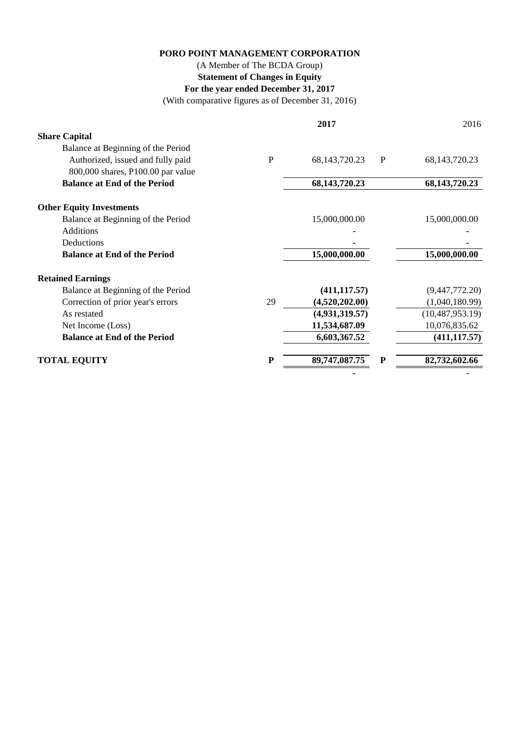**PORO POINT MANAGEMENT CORPORATION**

(A Member of The BCDA Group)

**Statement of Changes in Equity**

**For the year ended December 31, 2017**

(With comparative figures as of December 31, 2016)

| | | | 2017 | | 2016 |
|---|---|---|---|---|---|
| **Share Capital** | | | | | |
| Balance at Beginning of the Period | | | | | |
| Authorized, issued and fully paid 800,000 shares, P100.00 par value | P | | 68,143,720.23 | P | 68,143,720.23 |
| **Balance at End of the Period** | | | **68,143,720.23** | | **68,143,720.23** |
| **Other Equity Investments** | | | | | |
| Balance at Beginning of the Period | | | 15,000,000.00 | | 15,000,000.00 |
| Additions | | | - | | - |
| Deductions | | | - | | - |
| **Balance at End of the Period** | | | **15,000,000.00** | | **15,000,000.00** |
| **Retained Earnings** | | | | | |
| Balance at Beginning of the Period | | | **(411,117.57)** | | (9,447,772.20) |
| Correction of prior year's errors | 29 | | **(4,520,202.00)** | | (1,040,180.99) |
| As restated | | | **(4,931,319.57)** | | (10,487,953.19) |
| Net Income (Loss) | | | **11,534,687.09** | | 10,076,835.62 |
| **Balance at End of the Period** | | | **6,603,367.52** | | **(411,117.57)** |
| **TOTAL EQUITY** | **P** | | **89,747,087.75** | **P** | **82,732,602.66** |
| | | | **-** | | - |